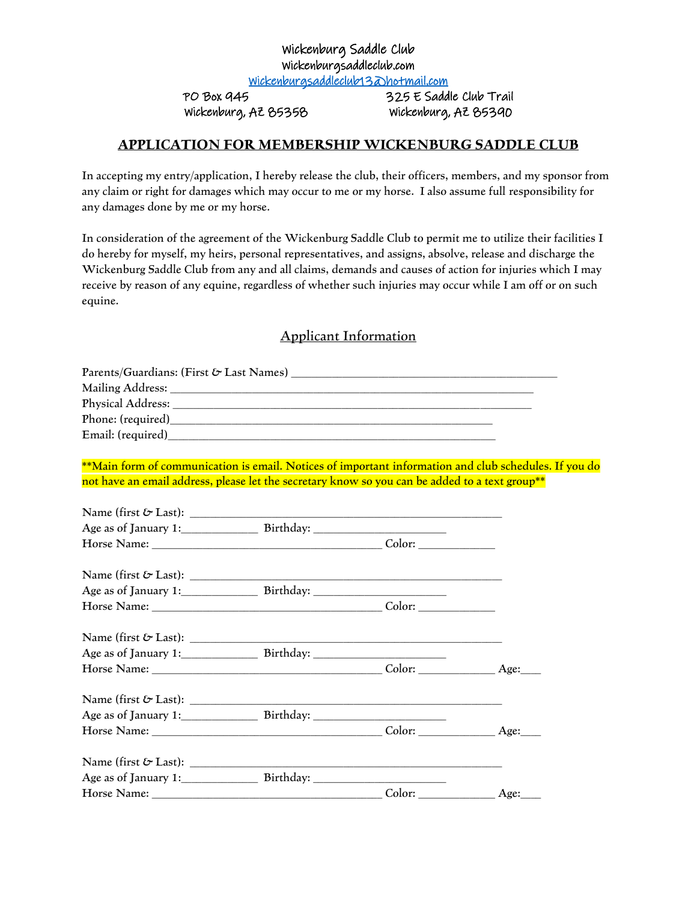Wickenburg Saddle Club
Wickenburgsaddleclub.com
Wickenburgsaddleclub13@hotmail.com

PO Box 945
Wickenburg, AZ 85358

325 E Saddle Club Trail
Wickenburg, AZ 85390

# APPLICATION FOR MEMBERSHIP WICKENBURG SADDLE CLUB

In accepting my entry/application, I hereby release the club, their officers, members, and my sponsor from any claim or right for damages which may occur to me or my horse. I also assume full responsibility for any damages done by me or my horse.

In consideration of the agreement of the Wickenburg Saddle Club to permit me to utilize their facilities I do hereby for myself, my heirs, personal representatives, and assigns, absolve, release and discharge the Wickenburg Saddle Club from any and all claims, demands and causes of action for injuries which I may receive by reason of any equine, regardless of whether such injuries may occur while I am off or on such equine.

## Applicant Information

Parents/Guardians: (First & Last Names) ____________________________________________
Mailing Address: ____________________________________________________________
Physical Address: ____________________________________________________________
Phone: (required)______________________________________________________
Email: (required)______________________________________________________

**Main form of communication is email. Notices of important information and club schedules. If you do not have an email address, please let the secretary know so you can be added to a text group**

Name (first & Last): ____________________________________________________
Age as of January 1:____________ Birthday: _____________________
Horse Name: ______________________________________ Color: ____________

Name (first & Last): ____________________________________________________
Age as of January 1:____________ Birthday: _____________________
Horse Name: ______________________________________ Color: ____________

Name (first & Last): ____________________________________________________
Age as of January 1:____________ Birthday: _____________________
Horse Name: ______________________________________ Color: ____________ Age:___

Name (first & Last): ____________________________________________________
Age as of January 1:____________ Birthday: _____________________
Horse Name: ______________________________________ Color: ____________ Age:___

Name (first & Last): ____________________________________________________
Age as of January 1:____________ Birthday: _____________________
Horse Name: ______________________________________ Color: ____________ Age:___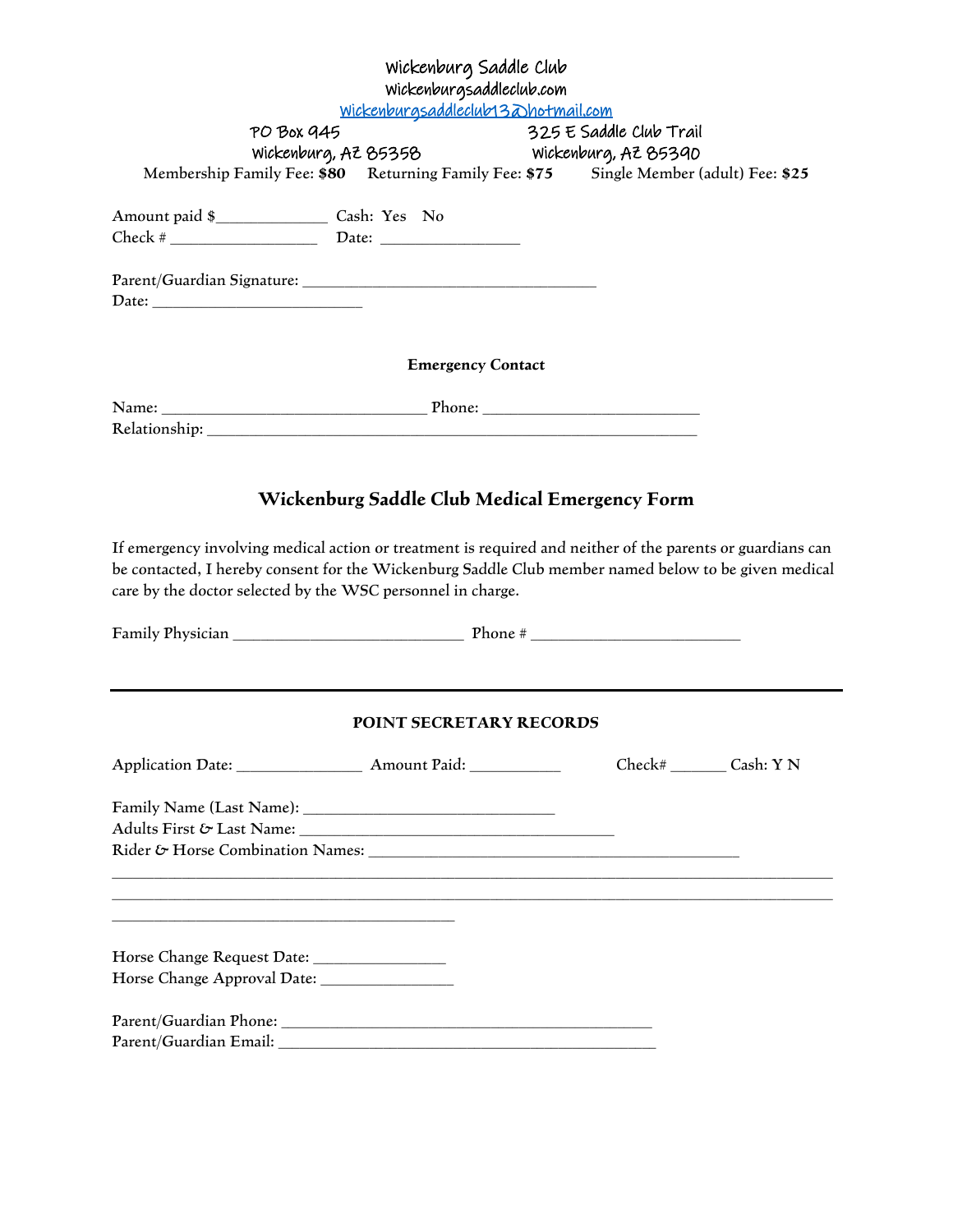# Wickenburg Saddle Club

Wickenburgsaddleclub.com

[Wickenburgsaddleclub13@hotmail.com](mailto:Wickenburgsaddleclub13@hotmail.com)

PO Box 945
Wickenburg, AZ 85358

325 E Saddle Club Trail
Wickenburg, AZ 85390

Membership Family Fee: **$80** Returning Family Fee: **$75** Single Member (adult) Fee: **$25**

Amount paid $_____________ Cash: Yes No
Check # _________________ Date: ________________

Parent/Guardian Signature: ___________________________________
Date: ________________________

**Emergency Contact**

Name: ______________________________ Phone: _________________________
Relationship: ________________________________________________________

## Wickenburg Saddle Club Medical Emergency Form

If emergency involving medical action or treatment is required and neither of the parents or guardians can be contacted, I hereby consent for the Wickenburg Saddle Club member named below to be given medical care by the doctor selected by the WSC personnel in charge.

Family Physician __________________________ Phone # ________________________

---

**POINT SECRETARY RECORDS**

Application Date: ______________ Amount Paid: ___________ Check# _______ Cash: Y N

Family Name (Last Name): _____________________________
Adults First & Last Name: ____________________________________
Rider & Horse Combination Names: ___________________________________________
____________________________________________________________________________________
____________________________________________________________________________________
_______________________________________

Horse Change Request Date: _______________
Horse Change Approval Date: _______________

Parent/Guardian Phone: ___________________________________________
Parent/Guardian Email: ___________________________________________